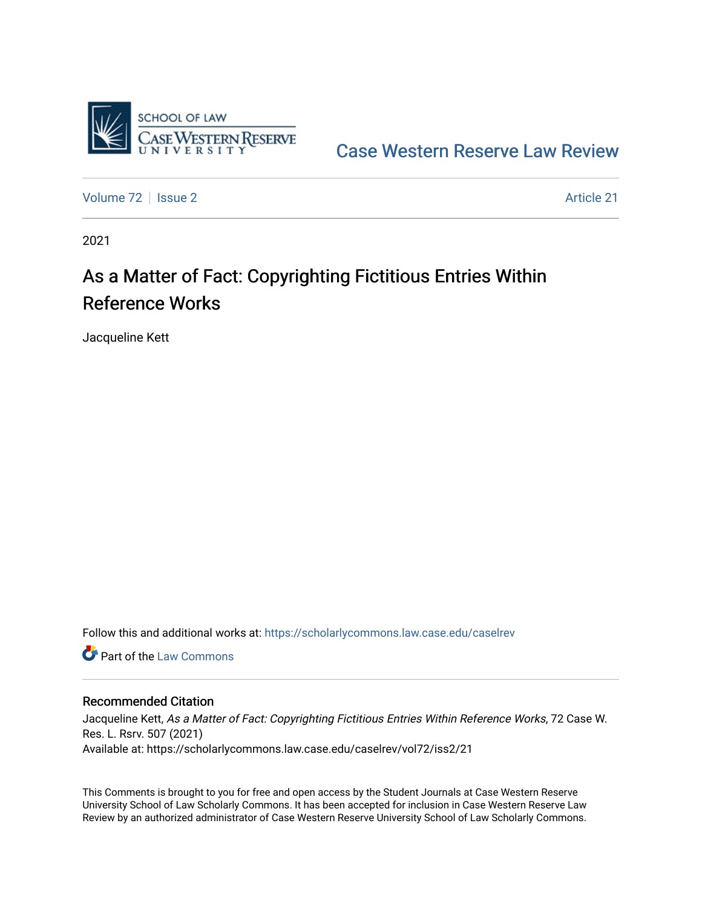SCHOOL OF LAW
CASE WESTERN RESERVE UNIVERSITY

Case Western Reserve Law Review

Volume 72 | Issue 2 | Article 21

2021

# As a Matter of Fact: Copyrighting Fictitious Entries Within Reference Works

Jacqueline Kett

Follow this and additional works at: https://scholarlycommons.law.case.edu/caselrev

Part of the Law Commons

## Recommended Citation

Jacqueline Kett, *As a Matter of Fact: Copyrighting Fictitious Entries Within Reference Works*, 72 Case W. Res. L. Rsrv. 507 (2021)
Available at: https://scholarlycommons.law.case.edu/caselrev/vol72/iss2/21

This Comments is brought to you for free and open access by the Student Journals at Case Western Reserve University School of Law Scholarly Commons. It has been accepted for inclusion in Case Western Reserve Law Review by an authorized administrator of Case Western Reserve University School of Law Scholarly Commons.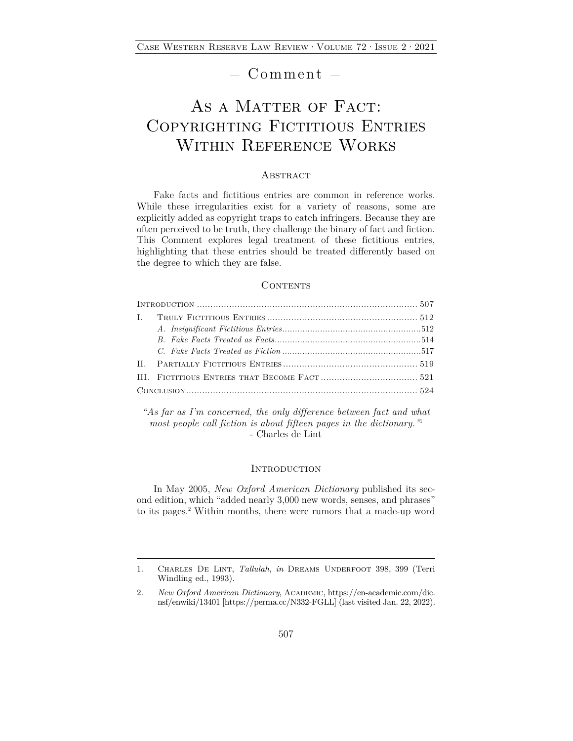— Comment —

# As a Matter of Fact: Copyrighting Fictitious Entries Within Reference Works

## Abstract

Fake facts and fictitious entries are common in reference works. While these irregularities exist for a variety of reasons, some are explicitly added as copyright traps to catch infringers. Because they are often perceived to be truth, they challenge the binary of fact and fiction. This Comment explores legal treatment of these fictitious entries, highlighting that these entries should be treated differently based on the degree to which they are false.

## Contents

Introduction .......... 507
I. Truly Fictitious Entries .......... 512
- *A. Insignificant Fictitious Entries* .......... 512
- *B. Fake Facts Treated as Facts* .......... 514
- *C. Fake Facts Treated as Fiction* .......... 517

II. Partially Fictitious Entries .......... 519
III. Fictitious Entries that Become Fact .......... 521
Conclusion .......... 524

*"As far as I'm concerned, the only difference between fact and what most people call fiction is about fifteen pages in the dictionary."*[1]
\- Charles de Lint

## Introduction

In May 2005, *New Oxford American Dictionary* published its second edition, which "added nearly 3,000 new words, senses, and phrases" to its pages.[2] Within months, there were rumors that a made-up word

---

1. Charles De Lint, *Tallulah*, *in* Dreams Underfoot 398, 399 (Terri Windling ed., 1993).

2. *New Oxford American Dictionary*, Academic, https://en-academic.com/dic.nsf/enwiki/13401 [https://perma.cc/N332-FGLL] (last visited Jan. 22, 2022).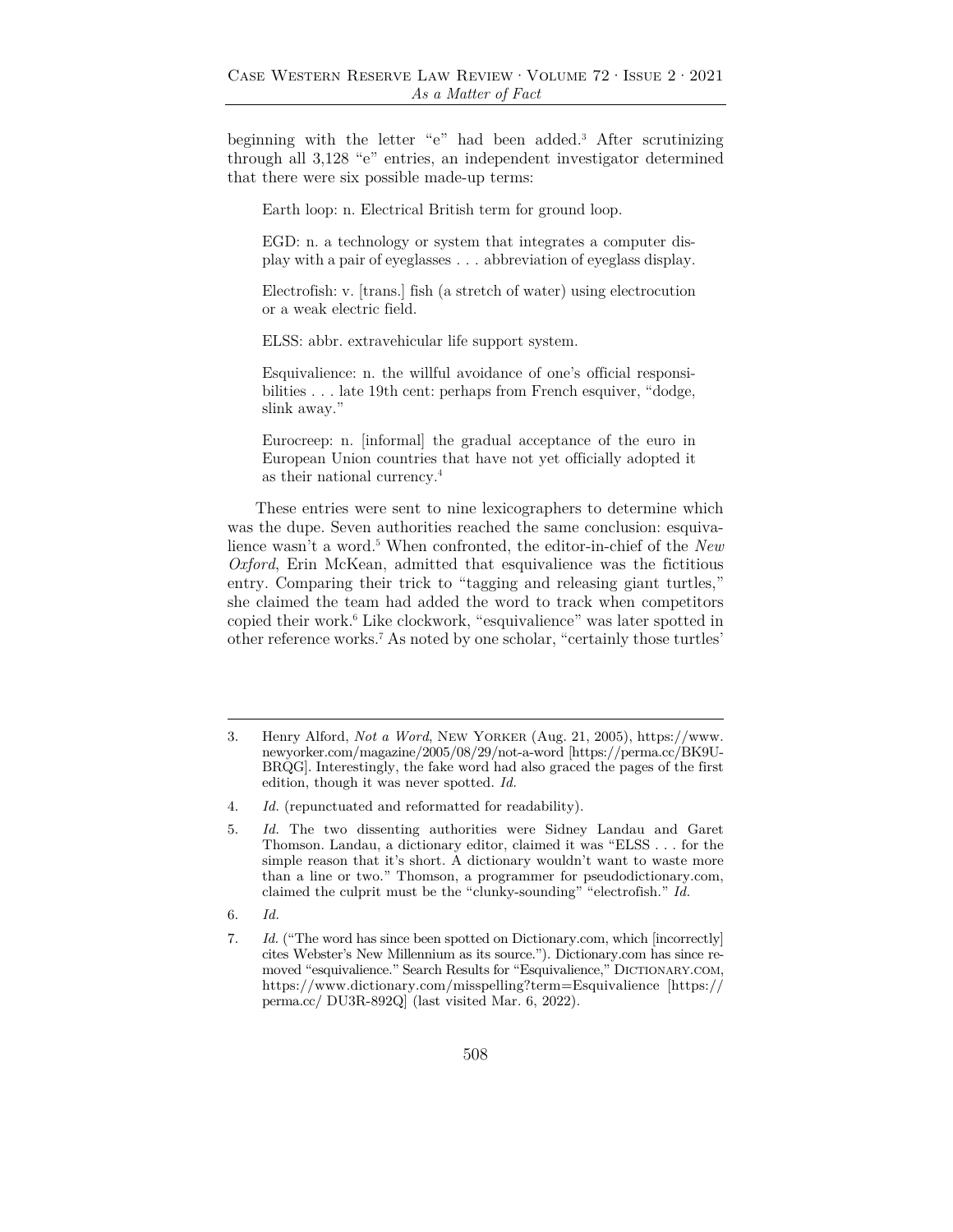beginning with the letter "e" had been added.[3] After scrutinizing through all 3,128 "e" entries, an independent investigator determined that there were six possible made-up terms:

> Earth loop: n. Electrical British term for ground loop.
>
> EGD: n. a technology or system that integrates a computer display with a pair of eyeglasses . . . abbreviation of eyeglass display.
>
> Electrofish: v. [trans.] fish (a stretch of water) using electrocution or a weak electric field.
>
> ELSS: abbr. extravehicular life support system.
>
> Esquivalience: n. the willful avoidance of one's official responsibilities . . . late 19th cent: perhaps from French esquiver, "dodge, slink away."
>
> Eurocreep: n. [informal] the gradual acceptance of the euro in European Union countries that have not yet officially adopted it as their national currency.[4]

These entries were sent to nine lexicographers to determine which was the dupe. Seven authorities reached the same conclusion: esquivalience wasn't a word.[5] When confronted, the editor-in-chief of the *New Oxford*, Erin McKean, admitted that esquivalience was the fictitious entry. Comparing their trick to "tagging and releasing giant turtles," she claimed the team had added the word to track when competitors copied their work.[6] Like clockwork, "esquivalience" was later spotted in other reference works.[7] As noted by one scholar, "certainly those turtles'

---

3. Henry Alford, *Not a Word*, NEW YORKER (Aug. 21, 2005), https://www.newyorker.com/magazine/2005/08/29/not-a-word [https://perma.cc/BK9U-BRQG]. Interestingly, the fake word had also graced the pages of the first edition, though it was never spotted. *Id.*

4. *Id.* (repunctuated and reformatted for readability).

5. *Id.* The two dissenting authorities were Sidney Landau and Garet Thomson. Landau, a dictionary editor, claimed it was "ELSS . . . for the simple reason that it's short. A dictionary wouldn't want to waste more than a line or two." Thomson, a programmer for pseudodictionary.com, claimed the culprit must be the "clunky-sounding" "electrofish." *Id.*

6. *Id.*

7. *Id.* ("The word has since been spotted on Dictionary.com, which [incorrectly] cites Webster's New Millennium as its source."). Dictionary.com has since removed "esquivalience." Search Results for "Esquivalience," DICTIONARY.COM, https://www.dictionary.com/misspelling?term=Esquivalience [https://perma.cc/ DU3R-892Q] (last visited Mar. 6, 2022).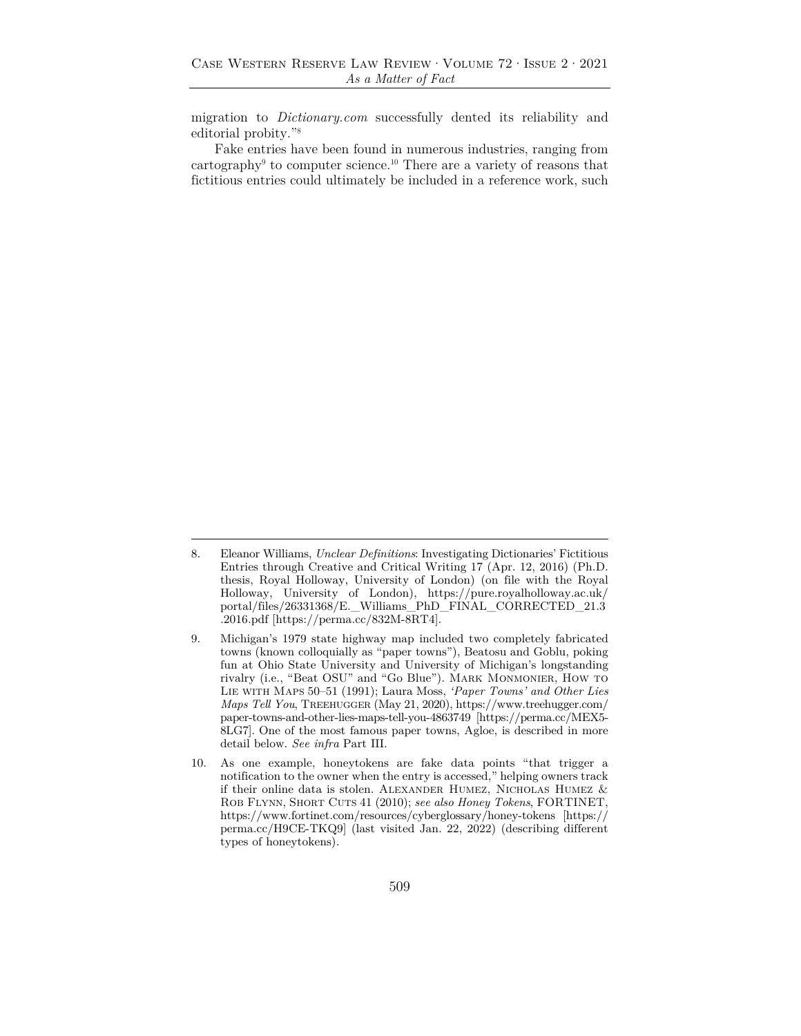migration to *Dictionary.com* successfully dented its reliability and editorial probity."[8]

Fake entries have been found in numerous industries, ranging from cartography[9] to computer science.[10] There are a variety of reasons that fictitious entries could ultimately be included in a reference work, such

---

8. Eleanor Williams, *Unclear Definitions*: Investigating Dictionaries' Fictitious Entries through Creative and Critical Writing 17 (Apr. 12, 2016) (Ph.D. thesis, Royal Holloway, University of London) (on file with the Royal Holloway, University of London), https://pure.royalholloway.ac.uk/portal/files/26331368/E._Williams_PhD_FINAL_CORRECTED_21.3.2016.pdf [https://perma.cc/832M-8RT4].

9. Michigan's 1979 state highway map included two completely fabricated towns (known colloquially as "paper towns"), Beatosu and Goblu, poking fun at Ohio State University and University of Michigan's longstanding rivalry (i.e., "Beat OSU" and "Go Blue"). Mark Monmonier, How to Lie with Maps 50–51 (1991); Laura Moss, *'Paper Towns' and Other Lies Maps Tell You*, Treehugger (May 21, 2020), https://www.treehugger.com/paper-towns-and-other-lies-maps-tell-you-4863749 [https://perma.cc/MEX5-8LG7]. One of the most famous paper towns, Agloe, is described in more detail below. *See infra* Part III.

10. As one example, honeytokens are fake data points "that trigger a notification to the owner when the entry is accessed," helping owners track if their online data is stolen. Alexander Humez, Nicholas Humez & Rob Flynn, Short Cuts 41 (2010); *see also Honey Tokens*, FORTINET, https://www.fortinet.com/resources/cyberglossary/honey-tokens [https://perma.cc/H9CE-TKQ9] (last visited Jan. 22, 2022) (describing different types of honeytokens).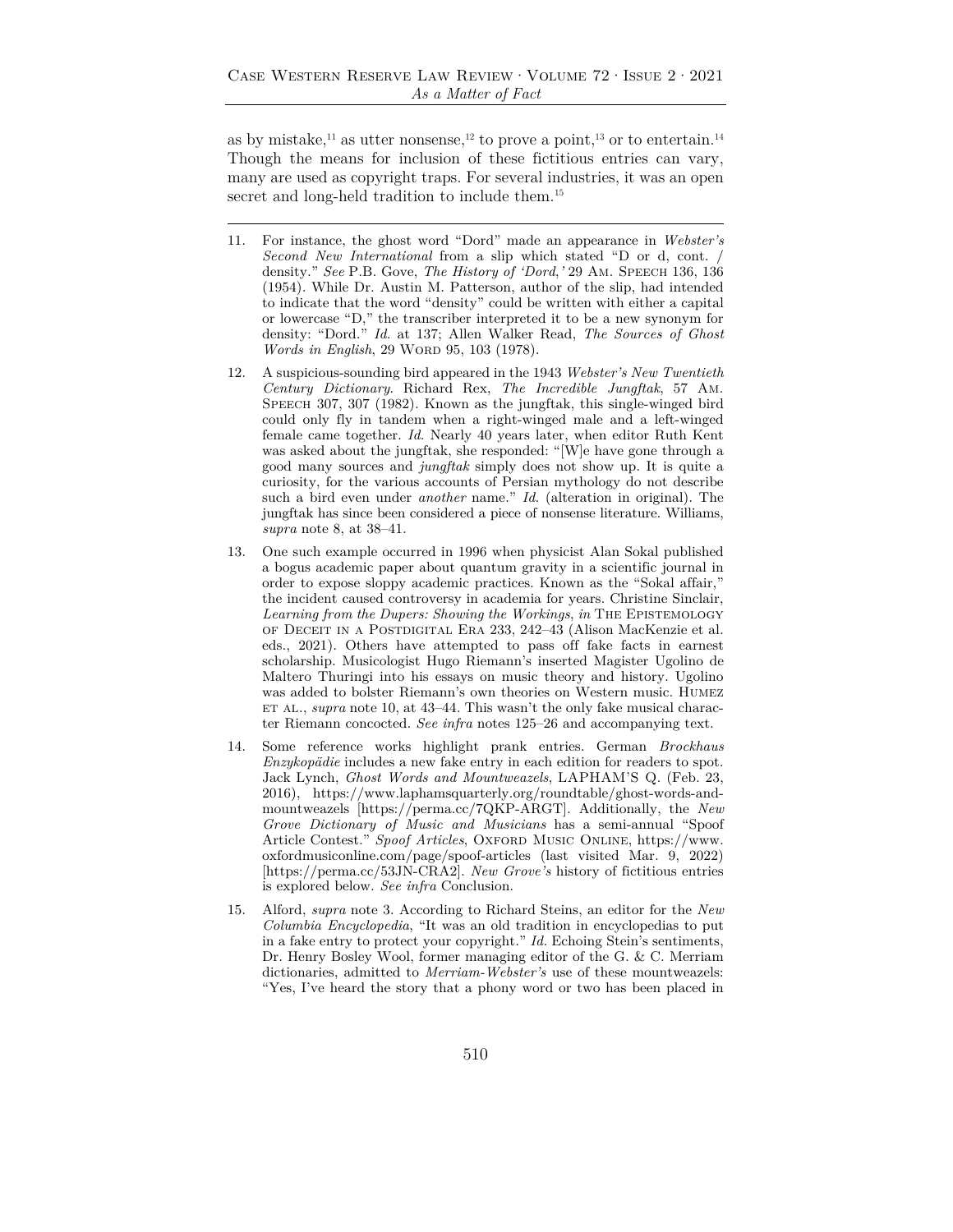as by mistake,[11] as utter nonsense,[12] to prove a point,[13] or to entertain.[14] Though the means for inclusion of these fictitious entries can vary, many are used as copyright traps. For several industries, it was an open secret and long-held tradition to include them.[15]

---

11. For instance, the ghost word "Dord" made an appearance in *Webster's Second New International* from a slip which stated "D or d, cont. / density." *See* P.B. Gove, *The History of 'Dord,'* 29 Am. Speech 136, 136 (1954). While Dr. Austin M. Patterson, author of the slip, had intended to indicate that the word "density" could be written with either a capital or lowercase "D," the transcriber interpreted it to be a new synonym for density: "Dord." *Id.* at 137; Allen Walker Read, *The Sources of Ghost Words in English*, 29 Word 95, 103 (1978).

12. A suspicious-sounding bird appeared in the 1943 *Webster's New Twentieth Century Dictionary*. Richard Rex, *The Incredible Jungftak*, 57 Am. Speech 307, 307 (1982). Known as the jungftak, this single-winged bird could only fly in tandem when a right-winged male and a left-winged female came together. *Id.* Nearly 40 years later, when editor Ruth Kent was asked about the jungftak, she responded: "[W]e have gone through a good many sources and *jungftak* simply does not show up. It is quite a curiosity, for the various accounts of Persian mythology do not describe such a bird even under *another* name." *Id.* (alteration in original). The jungftak has since been considered a piece of nonsense literature. Williams, *supra* note 8, at 38–41.

13. One such example occurred in 1996 when physicist Alan Sokal published a bogus academic paper about quantum gravity in a scientific journal in order to expose sloppy academic practices. Known as the "Sokal affair," the incident caused controversy in academia for years. Christine Sinclair, *Learning from the Dupers: Showing the Workings*, *in* The Epistemology of Deceit in a Postdigital Era 233, 242–43 (Alison MacKenzie et al. eds., 2021). Others have attempted to pass off fake facts in earnest scholarship. Musicologist Hugo Riemann's inserted Magister Ugolino de Maltero Thuringi into his essays on music theory and history. Ugolino was added to bolster Riemann's own theories on Western music. Humez et al., *supra* note 10, at 43–44. This wasn't the only fake musical character Riemann concocted. *See infra* notes 125–26 and accompanying text.

14. Some reference works highlight prank entries. German *Brockhaus Enzykopädie* includes a new fake entry in each edition for readers to spot. Jack Lynch, *Ghost Words and Mountweazels*, LAPHAM'S Q. (Feb. 23, 2016), https://www.laphamsquarterly.org/roundtable/ghost-words-and-mountweazels [https://perma.cc/7QKP-ARGT]. Additionally, the *New Grove Dictionary of Music and Musicians* has a semi-annual "Spoof Article Contest." *Spoof Articles*, Oxford Music Online, https://www.oxfordmusiconline.com/page/spoof-articles (last visited Mar. 9, 2022) [https://perma.cc/53JN-CRA2]. *New Grove's* history of fictitious entries is explored below. *See infra* Conclusion.

15. Alford, *supra* note 3. According to Richard Steins, an editor for the *New Columbia Encyclopedia*, "It was an old tradition in encyclopedias to put in a fake entry to protect your copyright." *Id.* Echoing Stein's sentiments, Dr. Henry Bosley Wool, former managing editor of the G. & C. Merriam dictionaries, admitted to *Merriam-Webster's* use of these mountweazels: "Yes, I've heard the story that a phony word or two has been placed in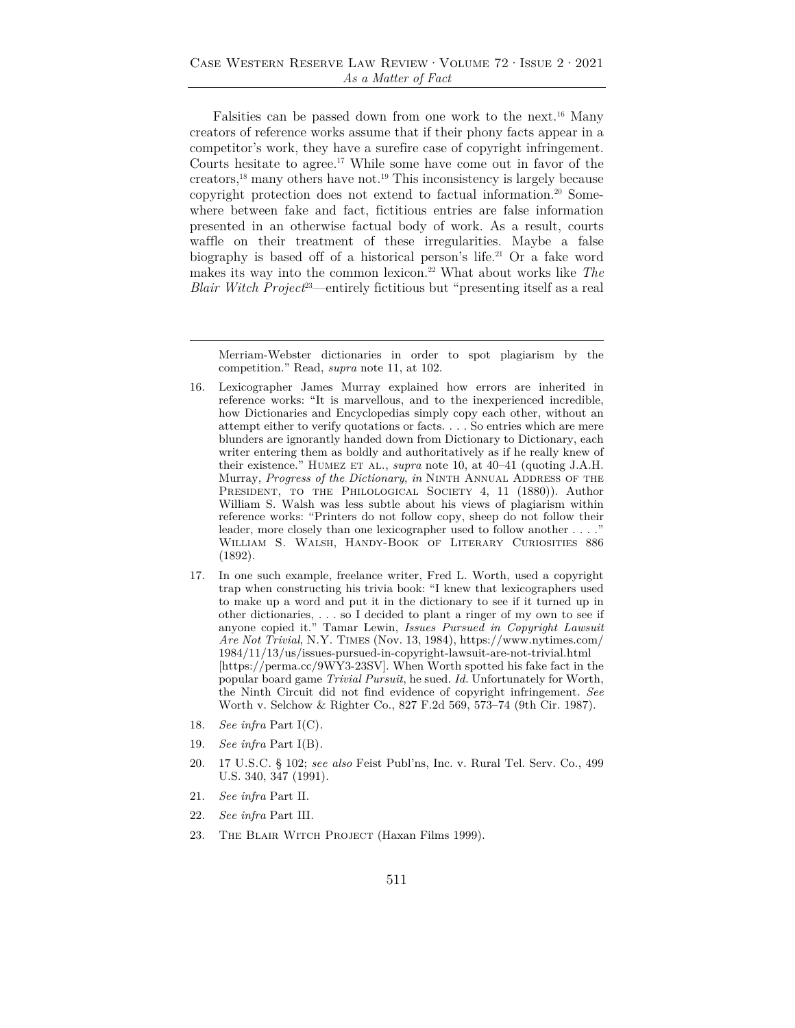Falsities can be passed down from one work to the next.[16] Many creators of reference works assume that if their phony facts appear in a competitor's work, they have a surefire case of copyright infringement. Courts hesitate to agree.[17] While some have come out in favor of the creators,[18] many others have not.[19] This inconsistency is largely because copyright protection does not extend to factual information.[20] Somewhere between fake and fact, fictitious entries are false information presented in an otherwise factual body of work. As a result, courts waffle on their treatment of these irregularities. Maybe a false biography is based off of a historical person's life.[21] Or a fake word makes its way into the common lexicon.[22] What about works like *The Blair Witch Project*[23]—entirely fictitious but "presenting itself as a real

---

Merriam-Webster dictionaries in order to spot plagiarism by the competition." Read, *supra* note 11, at 102.

16. Lexicographer James Murray explained how errors are inherited in reference works: "It is marvellous, and to the inexperienced incredible, how Dictionaries and Encyclopedias simply copy each other, without an attempt either to verify quotations or facts. . . . So entries which are mere blunders are ignorantly handed down from Dictionary to Dictionary, each writer entering them as boldly and authoritatively as if he really knew of their existence." Humez et al., *supra* note 10, at 40–41 (quoting J.A.H. Murray, *Progress of the Dictionary*, *in* Ninth Annual Address of the President, to the Philological Society 4, 11 (1880)). Author William S. Walsh was less subtle about his views of plagiarism within reference works: "Printers do not follow copy, sheep do not follow their leader, more closely than one lexicographer used to follow another . . . ." William S. Walsh, Handy-Book of Literary Curiosities 886 (1892).

17. In one such example, freelance writer, Fred L. Worth, used a copyright trap when constructing his trivia book: "I knew that lexicographers used to make up a word and put it in the dictionary to see if it turned up in other dictionaries, . . . so I decided to plant a ringer of my own to see if anyone copied it." Tamar Lewin, *Issues Pursued in Copyright Lawsuit Are Not Trivial*, N.Y. Times (Nov. 13, 1984), https://www.nytimes.com/1984/11/13/us/issues-pursued-in-copyright-lawsuit-are-not-trivial.html [https://perma.cc/9WY3-23SV]. When Worth spotted his fake fact in the popular board game *Trivial Pursuit*, he sued. *Id.* Unfortunately for Worth, the Ninth Circuit did not find evidence of copyright infringement. *See* Worth v. Selchow & Righter Co., 827 F.2d 569, 573–74 (9th Cir. 1987).

18. *See infra* Part I(C).

19. *See infra* Part I(B).

20. 17 U.S.C. § 102; *see also* Feist Publ'ns, Inc. v. Rural Tel. Serv. Co., 499 U.S. 340, 347 (1991).

21. *See infra* Part II.

22. *See infra* Part III.

23. The Blair Witch Project (Haxan Films 1999).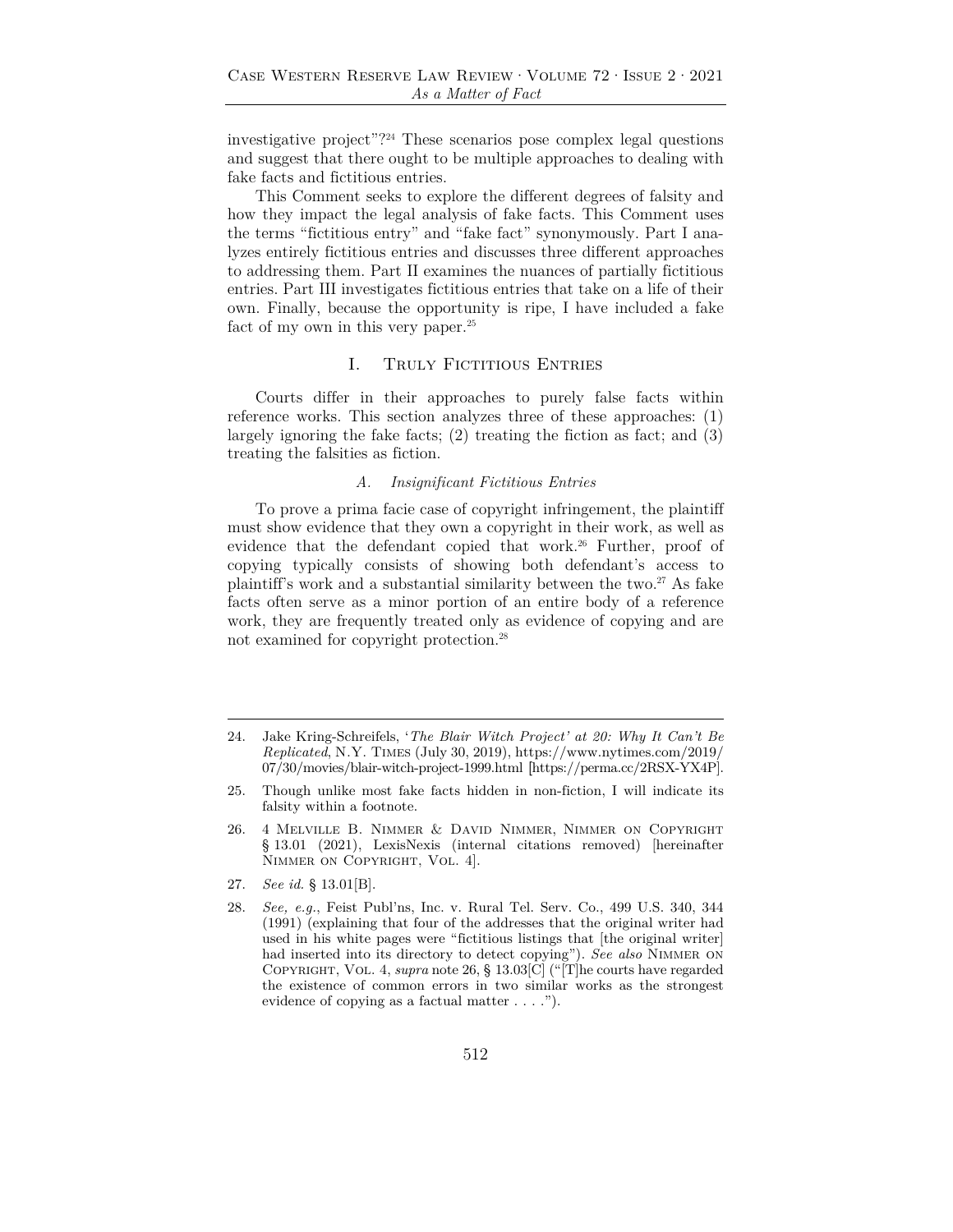investigative project"?[24] These scenarios pose complex legal questions and suggest that there ought to be multiple approaches to dealing with fake facts and fictitious entries.

This Comment seeks to explore the different degrees of falsity and how they impact the legal analysis of fake facts. This Comment uses the terms "fictitious entry" and "fake fact" synonymously. Part I analyzes entirely fictitious entries and discusses three different approaches to addressing them. Part II examines the nuances of partially fictitious entries. Part III investigates fictitious entries that take on a life of their own. Finally, because the opportunity is ripe, I have included a fake fact of my own in this very paper.[25]

## I. Truly Fictitious Entries

Courts differ in their approaches to purely false facts within reference works. This section analyzes three of these approaches: (1) largely ignoring the fake facts; (2) treating the fiction as fact; and (3) treating the falsities as fiction.

### *A. Insignificant Fictitious Entries*

To prove a prima facie case of copyright infringement, the plaintiff must show evidence that they own a copyright in their work, as well as evidence that the defendant copied that work.[26] Further, proof of copying typically consists of showing both defendant's access to plaintiff's work and a substantial similarity between the two.[27] As fake facts often serve as a minor portion of an entire body of a reference work, they are frequently treated only as evidence of copying and are not examined for copyright protection.[28]

---

24. Jake Kring-Schreifels, '*The Blair Witch Project' at 20: Why It Can't Be Replicated*, N.Y. Times (July 30, 2019), https://www.nytimes.com/2019/07/30/movies/blair-witch-project-1999.html [https://perma.cc/2RSX-YX4P].

25. Though unlike most fake facts hidden in non-fiction, I will indicate its falsity within a footnote.

26. 4 Melville B. Nimmer & David Nimmer, Nimmer on Copyright § 13.01 (2021), LexisNexis (internal citations removed) [hereinafter Nimmer on Copyright, Vol. 4].

27. *See id.* § 13.01[B].

28. *See, e.g.*, Feist Publ'ns, Inc. v. Rural Tel. Serv. Co., 499 U.S. 340, 344 (1991) (explaining that four of the addresses that the original writer had used in his white pages were "fictitious listings that [the original writer] had inserted into its directory to detect copying"). *See also* Nimmer on Copyright, Vol. 4, *supra* note 26, § 13.03[C] ("[T]he courts have regarded the existence of common errors in two similar works as the strongest evidence of copying as a factual matter . . . .").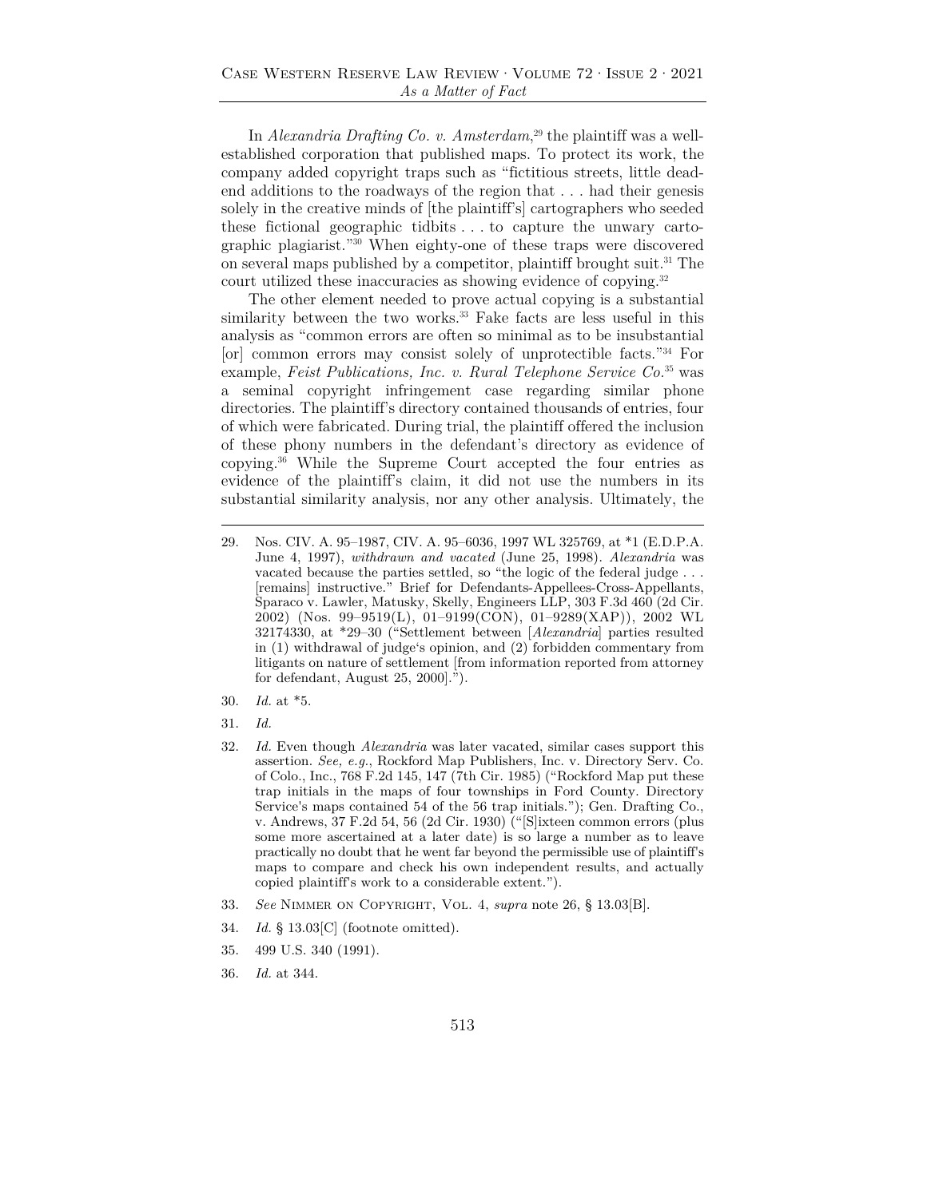In *Alexandria Drafting Co. v. Amsterdam*,[29] the plaintiff was a well-established corporation that published maps. To protect its work, the company added copyright traps such as "fictitious streets, little dead-end additions to the roadways of the region that . . . had their genesis solely in the creative minds of [the plaintiff's] cartographers who seeded these fictional geographic tidbits . . . to capture the unwary cartographic plagiarist."[30] When eighty-one of these traps were discovered on several maps published by a competitor, plaintiff brought suit.[31] The court utilized these inaccuracies as showing evidence of copying.[32]

The other element needed to prove actual copying is a substantial similarity between the two works.[33] Fake facts are less useful in this analysis as "common errors are often so minimal as to be insubstantial [or] common errors may consist solely of unprotectible facts."[34] For example, *Feist Publications, Inc. v. Rural Telephone Service Co.*[35] was a seminal copyright infringement case regarding similar phone directories. The plaintiff's directory contained thousands of entries, four of which were fabricated. During trial, the plaintiff offered the inclusion of these phony numbers in the defendant's directory as evidence of copying.[36] While the Supreme Court accepted the four entries as evidence of the plaintiff's claim, it did not use the numbers in its substantial similarity analysis, nor any other analysis. Ultimately, the

---

29. Nos. CIV. A. 95–1987, CIV. A. 95–6036, 1997 WL 325769, at *1 (E.D.P.A. June 4, 1997), *withdrawn and vacated* (June 25, 1998). *Alexandria* was vacated because the parties settled, so "the logic of the federal judge . . . [remains] instructive." Brief for Defendants-Appellees-Cross-Appellants, Sparaco v. Lawler, Matusky, Skelly, Engineers LLP, 303 F.3d 460 (2d Cir. 2002) (Nos. 99–9519(L), 01–9199(CON), 01–9289(XAP)), 2002 WL 32174330, at *29–30 ("Settlement between [*Alexandria*] parties resulted in (1) withdrawal of judge's opinion, and (2) forbidden commentary from litigants on nature of settlement [from information reported from attorney for defendant, August 25, 2000].").

30. *Id.* at *5.

31. *Id.*

32. *Id.* Even though *Alexandria* was later vacated, similar cases support this assertion. *See, e.g.*, Rockford Map Publishers, Inc. v. Directory Serv. Co. of Colo., Inc., 768 F.2d 145, 147 (7th Cir. 1985) ("Rockford Map put these trap initials in the maps of four townships in Ford County. Directory Service's maps contained 54 of the 56 trap initials."); Gen. Drafting Co., v. Andrews, 37 F.2d 54, 56 (2d Cir. 1930) ("[S]ixteen common errors (plus some more ascertained at a later date) is so large a number as to leave practically no doubt that he went far beyond the permissible use of plaintiff's maps to compare and check his own independent results, and actually copied plaintiff's work to a considerable extent.").

33. *See* Nimmer on Copyright, Vol. 4, *supra* note 26, § 13.03[B].

34. *Id.* § 13.03[C] (footnote omitted).

35. 499 U.S. 340 (1991).

36. *Id.* at 344.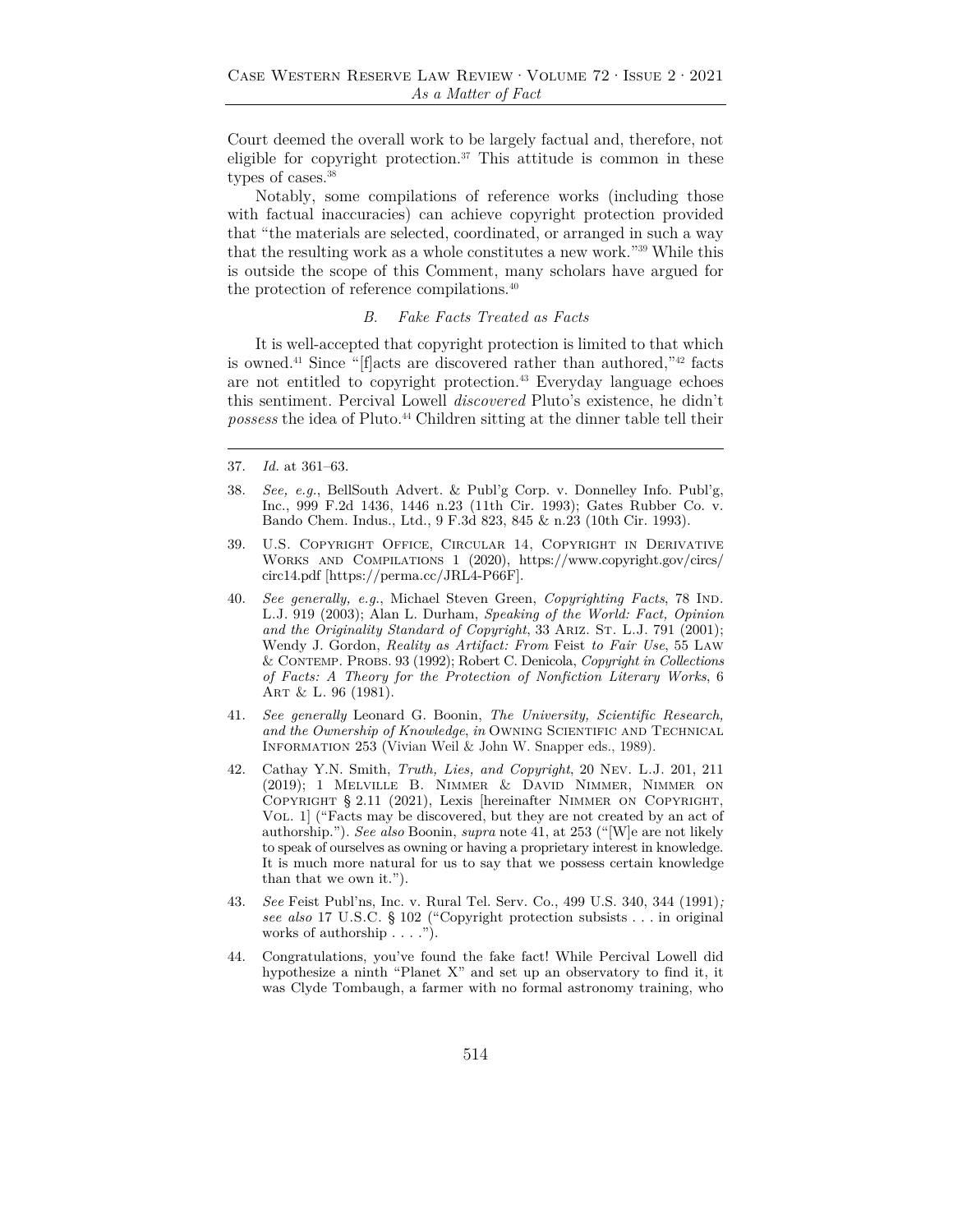Court deemed the overall work to be largely factual and, therefore, not eligible for copyright protection.[37] This attitude is common in these types of cases.[38]

Notably, some compilations of reference works (including those with factual inaccuracies) can achieve copyright protection provided that "the materials are selected, coordinated, or arranged in such a way that the resulting work as a whole constitutes a new work."[39] While this is outside the scope of this Comment, many scholars have argued for the protection of reference compilations.[40]

### *B. Fake Facts Treated as Facts*

It is well-accepted that copyright protection is limited to that which is owned.[41] Since "[f]acts are discovered rather than authored,"[42] facts are not entitled to copyright protection.[43] Everyday language echoes this sentiment. Percival Lowell *discovered* Pluto's existence, he didn't *possess* the idea of Pluto.[44] Children sitting at the dinner table tell their

---

37. *Id.* at 361–63.

38. *See, e.g.*, BellSouth Advert. & Publ'g Corp. v. Donnelley Info. Publ'g, Inc., 999 F.2d 1436, 1446 n.23 (11th Cir. 1993); Gates Rubber Co. v. Bando Chem. Indus., Ltd., 9 F.3d 823, 845 & n.23 (10th Cir. 1993).

39. U.S. Copyright Office, Circular 14, Copyright in Derivative Works and Compilations 1 (2020), https://www.copyright.gov/circs/circ14.pdf [https://perma.cc/JRL4-P66F].

40. *See generally, e.g.*, Michael Steven Green, *Copyrighting Facts*, 78 Ind. L.J. 919 (2003); Alan L. Durham, *Speaking of the World: Fact, Opinion and the Originality Standard of Copyright*, 33 Ariz. St. L.J. 791 (2001); Wendy J. Gordon, *Reality as Artifact: From* Feist *to Fair Use*, 55 Law & Contemp. Probs. 93 (1992); Robert C. Denicola, *Copyright in Collections of Facts: A Theory for the Protection of Nonfiction Literary Works*, 6 Art & L. 96 (1981).

41. *See generally* Leonard G. Boonin, *The University, Scientific Research, and the Ownership of Knowledge*, *in* Owning Scientific and Technical Information 253 (Vivian Weil & John W. Snapper eds., 1989).

42. Cathay Y.N. Smith, *Truth, Lies, and Copyright*, 20 Nev. L.J. 201, 211 (2019); 1 Melville B. Nimmer & David Nimmer, Nimmer on Copyright § 2.11 (2021), Lexis [hereinafter Nimmer on Copyright, Vol. 1] ("Facts may be discovered, but they are not created by an act of authorship."). *See also* Boonin, *supra* note 41, at 253 ("[W]e are not likely to speak of ourselves as owning or having a proprietary interest in knowledge. It is much more natural for us to say that we possess certain knowledge than that we own it.").

43. *See* Feist Publ'ns, Inc. v. Rural Tel. Serv. Co., 499 U.S. 340, 344 (1991)*; see also* 17 U.S.C. § 102 ("Copyright protection subsists . . . in original works of authorship . . . .").

44. Congratulations, you've found the fake fact! While Percival Lowell did hypothesize a ninth "Planet X" and set up an observatory to find it, it was Clyde Tombaugh, a farmer with no formal astronomy training, who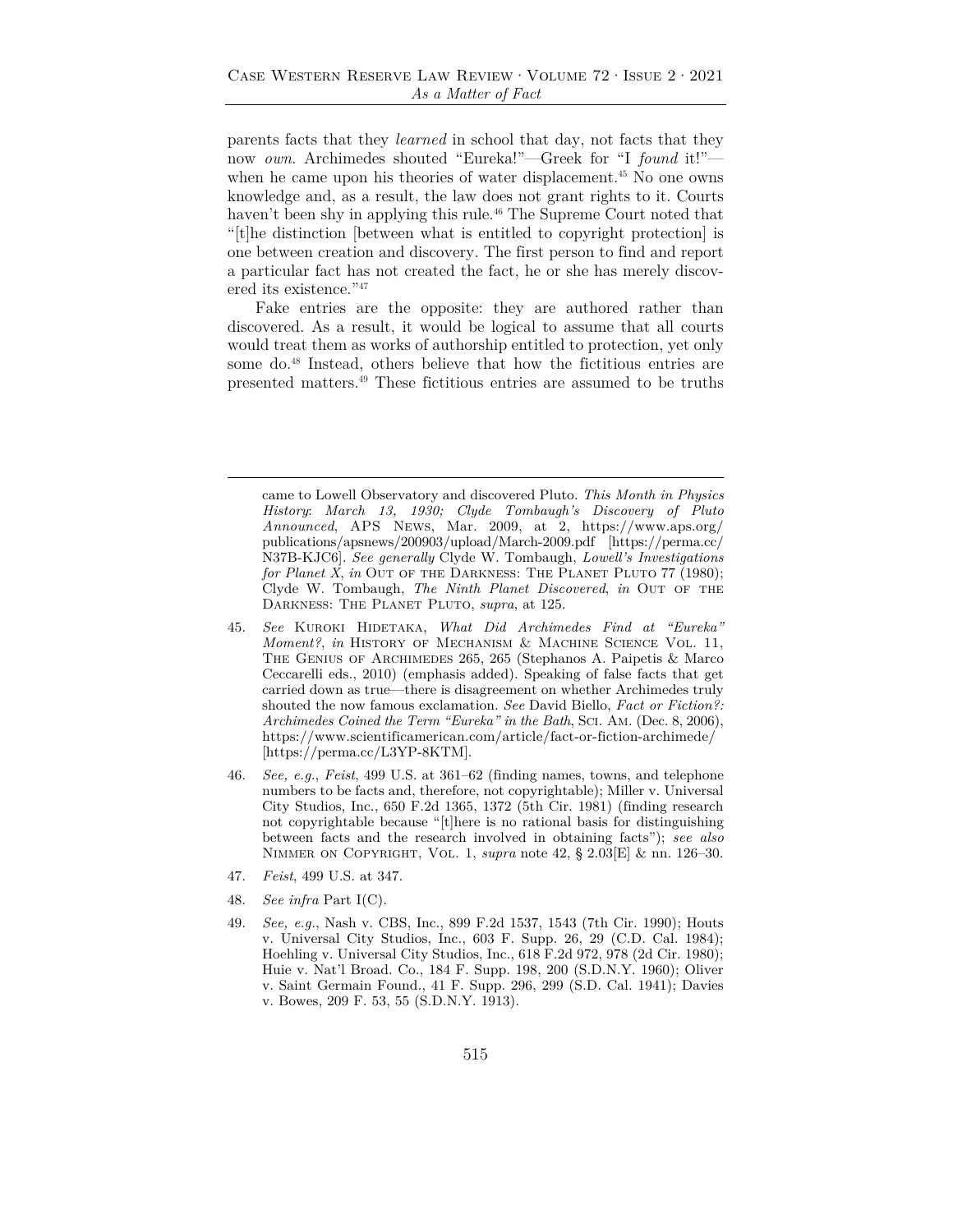parents facts that they *learned* in school that day, not facts that they now *own*. Archimedes shouted "Eureka!"—Greek for "I *found* it!"—when he came upon his theories of water displacement.[45] No one owns knowledge and, as a result, the law does not grant rights to it. Courts haven't been shy in applying this rule.[46] The Supreme Court noted that "[t]he distinction [between what is entitled to copyright protection] is one between creation and discovery. The first person to find and report a particular fact has not created the fact, he or she has merely discovered its existence."[47]

Fake entries are the opposite: they are authored rather than discovered. As a result, it would be logical to assume that all courts would treat them as works of authorship entitled to protection, yet only some do.[48] Instead, others believe that how the fictitious entries are presented matters.[49] These fictitious entries are assumed to be truths

---

came to Lowell Observatory and discovered Pluto. *This Month in Physics History: March 13, 1930; Clyde Tombaugh's Discovery of Pluto Announced*, APS NEWS, Mar. 2009, at 2, https://www.aps.org/publications/apsnews/200903/upload/March-2009.pdf [https://perma.cc/N37B-KJC6]. *See generally* Clyde W. Tombaugh, *Lowell's Investigations for Planet X*, *in* OUT OF THE DARKNESS: THE PLANET PLUTO 77 (1980); Clyde W. Tombaugh, *The Ninth Planet Discovered*, *in* OUT OF THE DARKNESS: THE PLANET PLUTO, *supra*, at 125.

45. *See* KUROKI HIDETAKA, *What Did Archimedes Find at "Eureka" Moment?*, *in* HISTORY OF MECHANISM & MACHINE SCIENCE VOL. 11, THE GENIUS OF ARCHIMEDES 265, 265 (Stephanos A. Paipetis & Marco Ceccarelli eds., 2010) (emphasis added). Speaking of false facts that get carried down as true—there is disagreement on whether Archimedes truly shouted the now famous exclamation. *See* David Biello, *Fact or Fiction?: Archimedes Coined the Term "Eureka" in the Bath*, SCI. AM. (Dec. 8, 2006), https://www.scientificamerican.com/article/fact-or-fiction-archimede/ [https://perma.cc/L3YP-8KTM].

46. *See, e.g.*, *Feist*, 499 U.S. at 361–62 (finding names, towns, and telephone numbers to be facts and, therefore, not copyrightable); Miller v. Universal City Studios, Inc., 650 F.2d 1365, 1372 (5th Cir. 1981) (finding research not copyrightable because "[t]here is no rational basis for distinguishing between facts and the research involved in obtaining facts"); *see also* NIMMER ON COPYRIGHT, VOL. 1, *supra* note 42, § 2.03[E] & nn. 126–30.

47. *Feist*, 499 U.S. at 347.

48. *See infra* Part I(C).

49. *See, e.g.*, Nash v. CBS, Inc., 899 F.2d 1537, 1543 (7th Cir. 1990); Houts v. Universal City Studios, Inc., 603 F. Supp. 26, 29 (C.D. Cal. 1984); Hoehling v. Universal City Studios, Inc., 618 F.2d 972, 978 (2d Cir. 1980); Huie v. Nat'l Broad. Co., 184 F. Supp. 198, 200 (S.D.N.Y. 1960); Oliver v. Saint Germain Found., 41 F. Supp. 296, 299 (S.D. Cal. 1941); Davies v. Bowes, 209 F. 53, 55 (S.D.N.Y. 1913).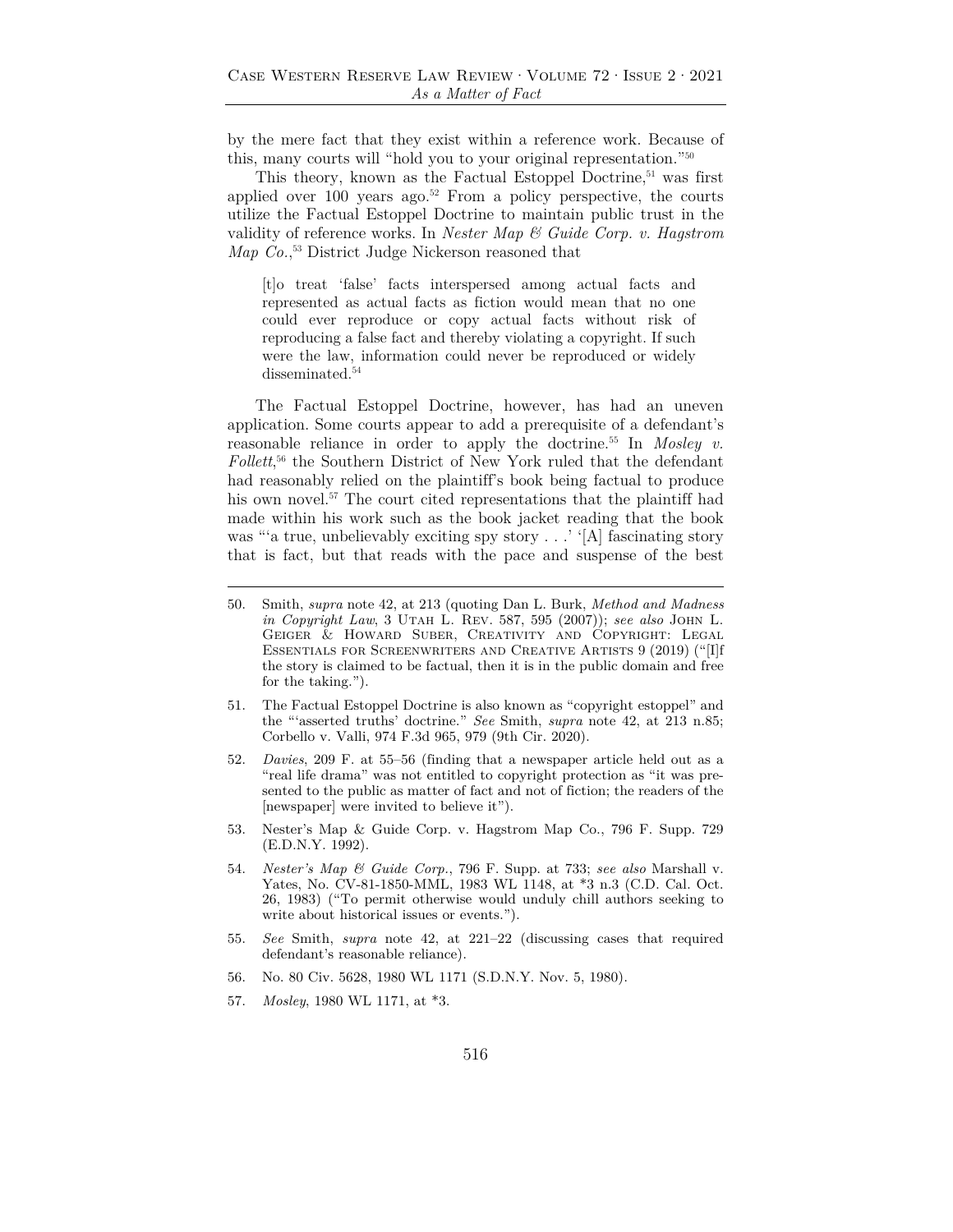by the mere fact that they exist within a reference work. Because of this, many courts will "hold you to your original representation."[50]

This theory, known as the Factual Estoppel Doctrine,[51] was first applied over 100 years ago.[52] From a policy perspective, the courts utilize the Factual Estoppel Doctrine to maintain public trust in the validity of reference works. In *Nester Map & Guide Corp. v. Hagstrom Map Co.*,[53] District Judge Nickerson reasoned that

> [t]o treat 'false' facts interspersed among actual facts and represented as actual facts as fiction would mean that no one could ever reproduce or copy actual facts without risk of reproducing a false fact and thereby violating a copyright. If such were the law, information could never be reproduced or widely disseminated.[54]

The Factual Estoppel Doctrine, however, has had an uneven application. Some courts appear to add a prerequisite of a defendant's reasonable reliance in order to apply the doctrine.[55] In *Mosley v. Follett*,[56] the Southern District of New York ruled that the defendant had reasonably relied on the plaintiff's book being factual to produce his own novel.[57] The court cited representations that the plaintiff had made within his work such as the book jacket reading that the book was "'a true, unbelievably exciting spy story . . .' '[A] fascinating story that is fact, but that reads with the pace and suspense of the best

---

50. Smith, *supra* note 42, at 213 (quoting Dan L. Burk, *Method and Madness in Copyright Law*, 3 Utah L. Rev. 587, 595 (2007)); *see also* John L. Geiger & Howard Suber, Creativity and Copyright: Legal Essentials for Screenwriters and Creative Artists 9 (2019) ("[I]f the story is claimed to be factual, then it is in the public domain and free for the taking.").

51. The Factual Estoppel Doctrine is also known as "copyright estoppel" and the "'asserted truths' doctrine." *See* Smith, *supra* note 42, at 213 n.85; Corbello v. Valli, 974 F.3d 965, 979 (9th Cir. 2020).

52. *Davies*, 209 F. at 55–56 (finding that a newspaper article held out as a "real life drama" was not entitled to copyright protection as "it was presented to the public as matter of fact and not of fiction; the readers of the [newspaper] were invited to believe it").

53. Nester's Map & Guide Corp. v. Hagstrom Map Co., 796 F. Supp. 729 (E.D.N.Y. 1992).

54. *Nester's Map & Guide Corp.*, 796 F. Supp. at 733; *see also* Marshall v. Yates, No. CV-81-1850-MML, 1983 WL 1148, at *3 n.3 (C.D. Cal. Oct. 26, 1983) ("To permit otherwise would unduly chill authors seeking to write about historical issues or events.").

55. *See* Smith, *supra* note 42, at 221–22 (discussing cases that required defendant's reasonable reliance).

56. No. 80 Civ. 5628, 1980 WL 1171 (S.D.N.Y. Nov. 5, 1980).

57. *Mosley*, 1980 WL 1171, at *3.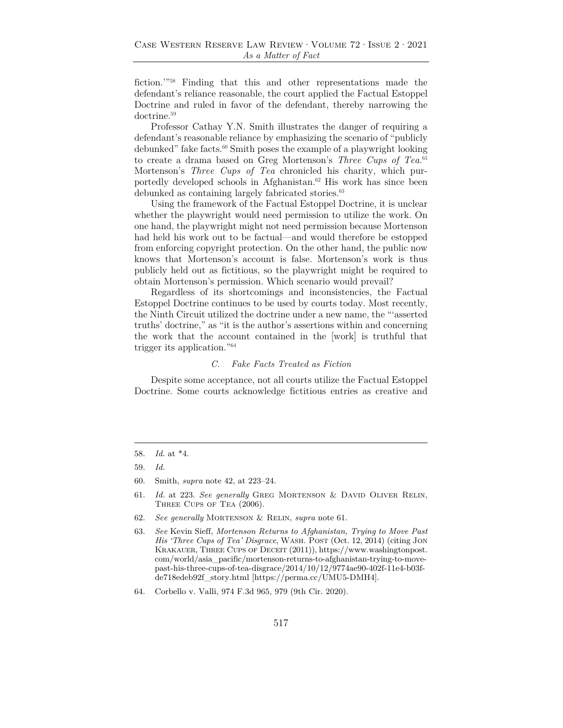fiction.'"[58] Finding that this and other representations made the defendant's reliance reasonable, the court applied the Factual Estoppel Doctrine and ruled in favor of the defendant, thereby narrowing the doctrine.[59]

Professor Cathay Y.N. Smith illustrates the danger of requiring a defendant's reasonable reliance by emphasizing the scenario of "publicly debunked" fake facts.[60] Smith poses the example of a playwright looking to create a drama based on Greg Mortenson's *Three Cups of Tea*.[61] Mortenson's *Three Cups of Tea* chronicled his charity, which purportedly developed schools in Afghanistan.[62] His work has since been debunked as containing largely fabricated stories.[63]

Using the framework of the Factual Estoppel Doctrine, it is unclear whether the playwright would need permission to utilize the work. On one hand, the playwright might not need permission because Mortenson had held his work out to be factual—and would therefore be estopped from enforcing copyright protection. On the other hand, the public now knows that Mortenson's account is false. Mortenson's work is thus publicly held out as fictitious, so the playwright might be required to obtain Mortenson's permission. Which scenario would prevail?

Regardless of its shortcomings and inconsistencies, the Factual Estoppel Doctrine continues to be used by courts today. Most recently, the Ninth Circuit utilized the doctrine under a new name, the "'asserted truths' doctrine," as "it is the author's assertions within and concerning the work that the account contained in the [work] is truthful that trigger its application."[64]

### *C. Fake Facts Treated as Fiction*

Despite some acceptance, not all courts utilize the Factual Estoppel Doctrine. Some courts acknowledge fictitious entries as creative and

---

58. *Id.* at *4.

59. *Id.*

60. Smith, *supra* note 42, at 223–24.

61. *Id.* at 223. *See generally* Greg Mortenson & David Oliver Relin, Three Cups of Tea (2006).

62. *See generally* Mortenson & Relin, *supra* note 61.

63. *See* Kevin Sieff, *Mortenson Returns to Afghanistan, Trying to Move Past His 'Three Cups of Tea' Disgrace*, Wash. Post (Oct. 12, 2014) (citing Jon Krakauer, Three Cups of Deceit (2011)), https://www.washingtonpost.com/world/asia_pacific/mortenson-returns-to-afghanistan-trying-to-move-past-his-three-cups-of-tea-disgrace/2014/10/12/9774ae90-402f-11e4-b03f-de718edeb92f_story.html [https://perma.cc/UMU5-DMH4].

64. Corbello v. Valli, 974 F.3d 965, 979 (9th Cir. 2020).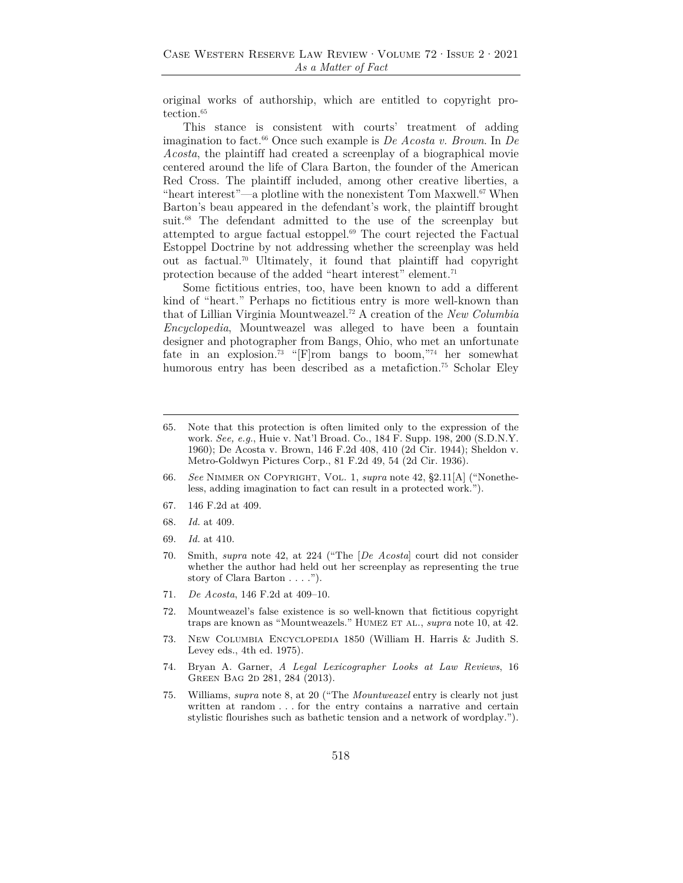original works of authorship, which are entitled to copyright protection.[65]

This stance is consistent with courts' treatment of adding imagination to fact.[66] Once such example is *De Acosta v. Brown*. In *De Acosta*, the plaintiff had created a screenplay of a biographical movie centered around the life of Clara Barton, the founder of the American Red Cross. The plaintiff included, among other creative liberties, a "heart interest"—a plotline with the nonexistent Tom Maxwell.[67] When Barton's beau appeared in the defendant's work, the plaintiff brought suit.[68] The defendant admitted to the use of the screenplay but attempted to argue factual estoppel.[69] The court rejected the Factual Estoppel Doctrine by not addressing whether the screenplay was held out as factual.[70] Ultimately, it found that plaintiff had copyright protection because of the added "heart interest" element.[71]

Some fictitious entries, too, have been known to add a different kind of "heart." Perhaps no fictitious entry is more well-known than that of Lillian Virginia Mountweazel.[72] A creation of the *New Columbia Encyclopedia*, Mountweazel was alleged to have been a fountain designer and photographer from Bangs, Ohio, who met an unfortunate fate in an explosion.[73] "[F]rom bangs to boom,"[74] her somewhat humorous entry has been described as a metafiction.[75] Scholar Eley

---

65. Note that this protection is often limited only to the expression of the work. *See, e.g.*, Huie v. Nat'l Broad. Co., 184 F. Supp. 198, 200 (S.D.N.Y. 1960); De Acosta v. Brown, 146 F.2d 408, 410 (2d Cir. 1944); Sheldon v. Metro-Goldwyn Pictures Corp., 81 F.2d 49, 54 (2d Cir. 1936).

66. *See* Nimmer on Copyright, Vol. 1, *supra* note 42, §2.11[A] ("Nonetheless, adding imagination to fact can result in a protected work.").

67. 146 F.2d at 409.

68. *Id.* at 409.

69. *Id.* at 410.

70. Smith, *supra* note 42, at 224 ("The [*De Acosta*] court did not consider whether the author had held out her screenplay as representing the true story of Clara Barton . . . .").

71. *De Acosta*, 146 F.2d at 409–10.

72. Mountweazel's false existence is so well-known that fictitious copyright traps are known as "Mountweazels." Humez et al., *supra* note 10, at 42.

73. New Columbia Encyclopedia 1850 (William H. Harris & Judith S. Levey eds., 4th ed. 1975).

74. Bryan A. Garner, *A Legal Lexicographer Looks at Law Reviews*, 16 Green Bag 2d 281, 284 (2013).

75. Williams, *supra* note 8, at 20 ("The *Mountweazel* entry is clearly not just written at random . . . for the entry contains a narrative and certain stylistic flourishes such as bathetic tension and a network of wordplay.").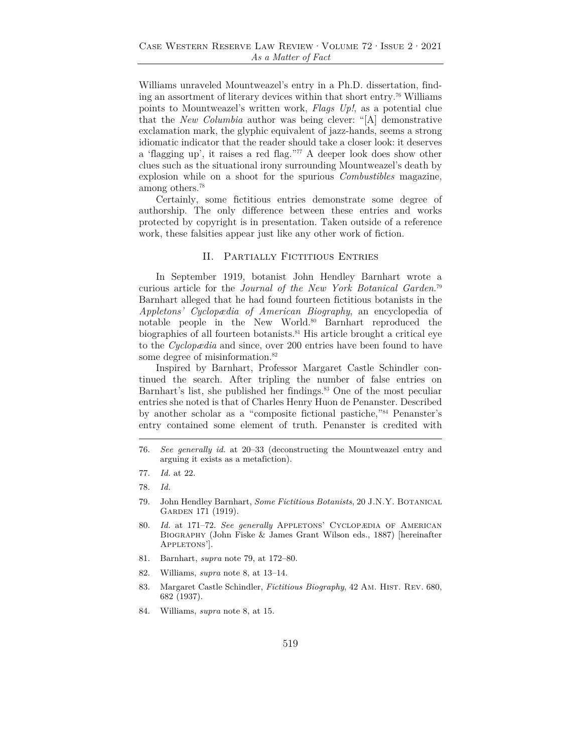Williams unraveled Mountweazel's entry in a Ph.D. dissertation, finding an assortment of literary devices within that short entry.[76] Williams points to Mountweazel's written work, *Flags Up!*, as a potential clue that the *New Columbia* author was being clever: "[A] demonstrative exclamation mark, the glyphic equivalent of jazz-hands, seems a strong idiomatic indicator that the reader should take a closer look: it deserves a 'flagging up', it raises a red flag."[77] A deeper look does show other clues such as the situational irony surrounding Mountweazel's death by explosion while on a shoot for the spurious *Combustibles* magazine, among others.[78]

Certainly, some fictitious entries demonstrate some degree of authorship. The only difference between these entries and works protected by copyright is in presentation. Taken outside of a reference work, these falsities appear just like any other work of fiction.

## II. Partially Fictitious Entries

In September 1919, botanist John Hendley Barnhart wrote a curious article for the *Journal of the New York Botanical Garden*.[79] Barnhart alleged that he had found fourteen fictitious botanists in the *Appletons' Cyclopædia of American Biography*, an encyclopedia of notable people in the New World.[80] Barnhart reproduced the biographies of all fourteen botanists.[81] His article brought a critical eye to the *Cyclopædia* and since, over 200 entries have been found to have some degree of misinformation.[82]

Inspired by Barnhart, Professor Margaret Castle Schindler continued the search. After tripling the number of false entries on Barnhart's list, she published her findings.[83] One of the most peculiar entries she noted is that of Charles Henry Huon de Penanster. Described by another scholar as a "composite fictional pastiche,"[84] Penanster's entry contained some element of truth. Penanster is credited with

---

76. *See generally id.* at 20–33 (deconstructing the Mountweazel entry and arguing it exists as a metafiction).

77. *Id.* at 22.

78. *Id.*

79. John Hendley Barnhart, *Some Fictitious Botanists*, 20 J.N.Y. Botanical Garden 171 (1919).

80. *Id.* at 171–72. *See generally* Appletons' Cyclopædia of American Biography (John Fiske & James Grant Wilson eds., 1887) [hereinafter Appletons'].

81. Barnhart, *supra* note 79, at 172–80.

82. Williams, *supra* note 8, at 13–14.

83. Margaret Castle Schindler, *Fictitious Biography*, 42 Am. Hist. Rev. 680, 682 (1937).

84. Williams, *supra* note 8, at 15.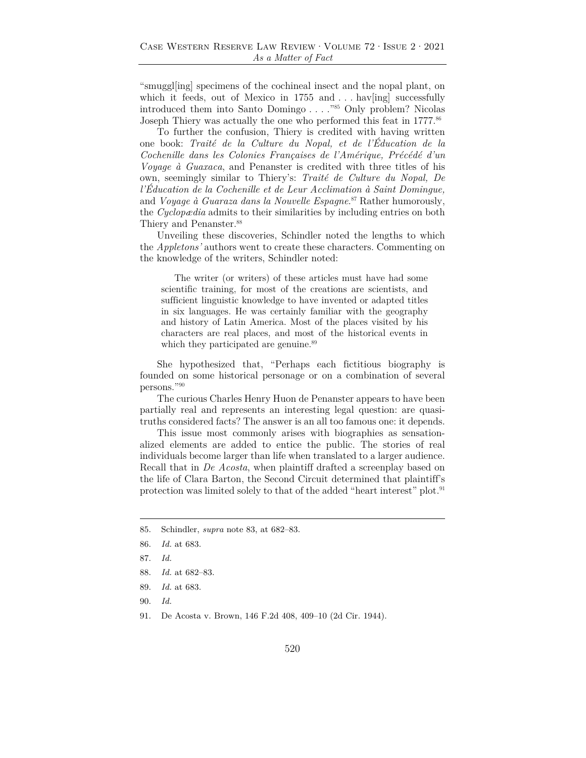"smuggl[ing] specimens of the cochineal insect and the nopal plant, on which it feeds, out of Mexico in 1755 and . . . hav[ing] successfully introduced them into Santo Domingo . . . ."[85] Only problem? Nicolas Joseph Thiery was actually the one who performed this feat in 1777.[86]

To further the confusion, Thiery is credited with having written one book: *Traité de la Culture du Nopal, et de l'Éducation de la Cochenille dans les Colonies Françaises de l'Amérique, Précédé d'un Voyage à Guaxaca*, and Penanster is credited with three titles of his own, seemingly similar to Thiery's: *Traité de Culture du Nopal, De l'Éducation de la Cochenille et de Leur Acclimation à Saint Domingue,* and *Voyage à Guaraza dans la Nouvelle Espagne*.[87] Rather humorously, the *Cyclopædia* admits to their similarities by including entries on both Thiery and Penanster.[88]

Unveiling these discoveries, Schindler noted the lengths to which the *Appletons'* authors went to create these characters. Commenting on the knowledge of the writers, Schindler noted:

> The writer (or writers) of these articles must have had some scientific training, for most of the creations are scientists, and sufficient linguistic knowledge to have invented or adapted titles in six languages. He was certainly familiar with the geography and history of Latin America. Most of the places visited by his characters are real places, and most of the historical events in which they participated are genuine.[89]

She hypothesized that, "Perhaps each fictitious biography is founded on some historical personage or on a combination of several persons."[90]

The curious Charles Henry Huon de Penanster appears to have been partially real and represents an interesting legal question: are quasi-truths considered facts? The answer is an all too famous one: it depends.

This issue most commonly arises with biographies as sensationalized elements are added to entice the public. The stories of real individuals become larger than life when translated to a larger audience. Recall that in *De Acosta*, when plaintiff drafted a screenplay based on the life of Clara Barton, the Second Circuit determined that plaintiff's protection was limited solely to that of the added "heart interest" plot.[91]

---

85. Schindler, *supra* note 83, at 682–83.

86. *Id.* at 683.

87. *Id.*

88. *Id.* at 682–83.

89. *Id.* at 683.

90. *Id.*

91. De Acosta v. Brown, 146 F.2d 408, 409–10 (2d Cir. 1944).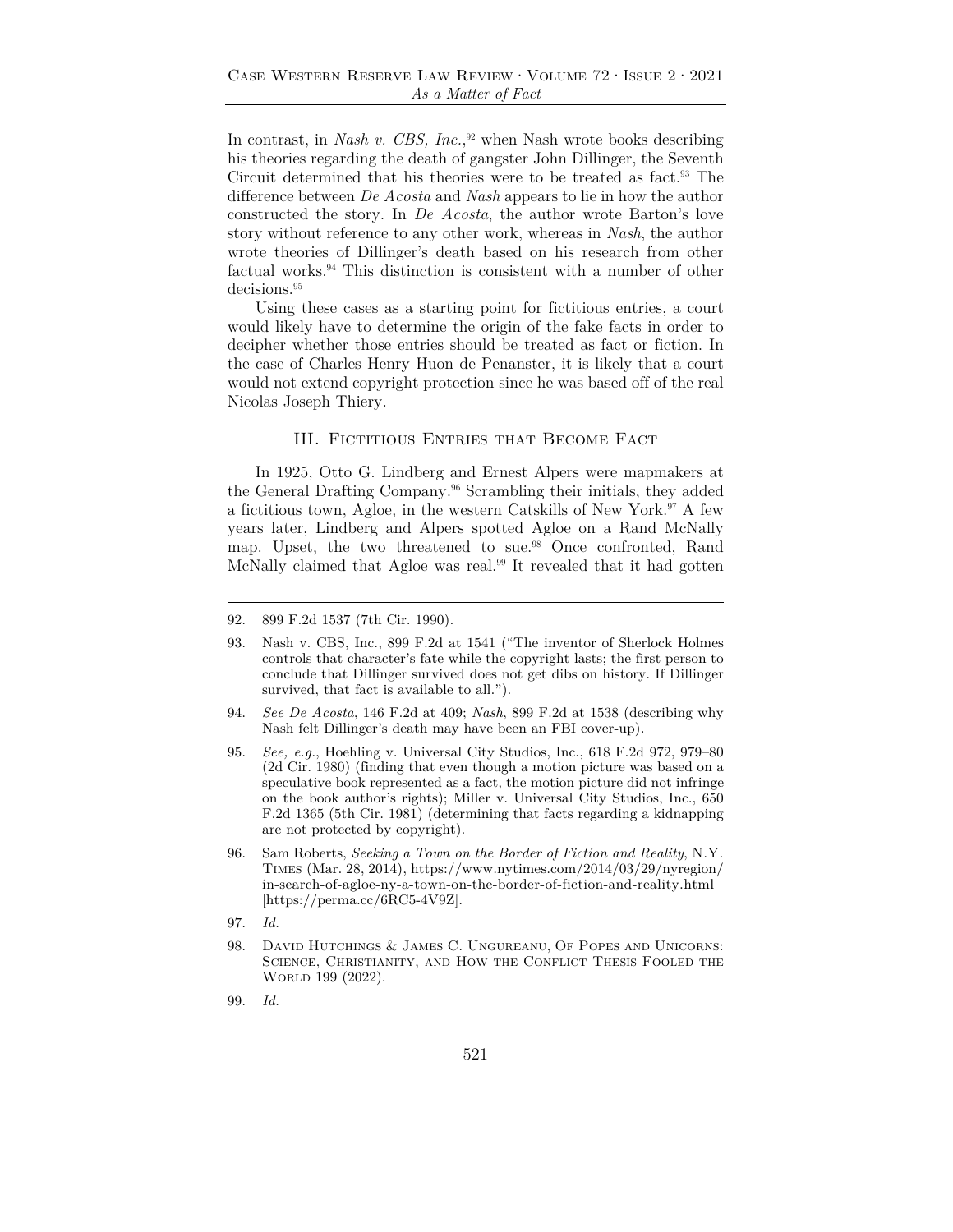In contrast, in *Nash v. CBS, Inc.*,[92] when Nash wrote books describing his theories regarding the death of gangster John Dillinger, the Seventh Circuit determined that his theories were to be treated as fact.[93] The difference between *De Acosta* and *Nash* appears to lie in how the author constructed the story. In *De Acosta*, the author wrote Barton's love story without reference to any other work, whereas in *Nash*, the author wrote theories of Dillinger's death based on his research from other factual works.[94] This distinction is consistent with a number of other decisions.[95]

Using these cases as a starting point for fictitious entries, a court would likely have to determine the origin of the fake facts in order to decipher whether those entries should be treated as fact or fiction. In the case of Charles Henry Huon de Penanster, it is likely that a court would not extend copyright protection since he was based off of the real Nicolas Joseph Thiery.

## III. Fictitious Entries that Become Fact

In 1925, Otto G. Lindberg and Ernest Alpers were mapmakers at the General Drafting Company.[96] Scrambling their initials, they added a fictitious town, Agloe, in the western Catskills of New York.[97] A few years later, Lindberg and Alpers spotted Agloe on a Rand McNally map. Upset, the two threatened to sue.[98] Once confronted, Rand McNally claimed that Agloe was real.[99] It revealed that it had gotten

---

92. 899 F.2d 1537 (7th Cir. 1990).

93. Nash v. CBS, Inc., 899 F.2d at 1541 ("The inventor of Sherlock Holmes controls that character's fate while the copyright lasts; the first person to conclude that Dillinger survived does not get dibs on history. If Dillinger survived, that fact is available to all.").

94. *See De Acosta*, 146 F.2d at 409; *Nash*, 899 F.2d at 1538 (describing why Nash felt Dillinger's death may have been an FBI cover-up).

95. *See, e.g.*, Hoehling v. Universal City Studios, Inc., 618 F.2d 972, 979–80 (2d Cir. 1980) (finding that even though a motion picture was based on a speculative book represented as a fact, the motion picture did not infringe on the book author's rights); Miller v. Universal City Studios, Inc., 650 F.2d 1365 (5th Cir. 1981) (determining that facts regarding a kidnapping are not protected by copyright).

96. Sam Roberts, *Seeking a Town on the Border of Fiction and Reality*, N.Y. Times (Mar. 28, 2014), https://www.nytimes.com/2014/03/29/nyregion/in-search-of-agloe-ny-a-town-on-the-border-of-fiction-and-reality.html [https://perma.cc/6RC5-4V9Z].

97. *Id.*

98. David Hutchings & James C. Ungureanu, Of Popes and Unicorns: Science, Christianity, and How the Conflict Thesis Fooled the World 199 (2022).

99. *Id.*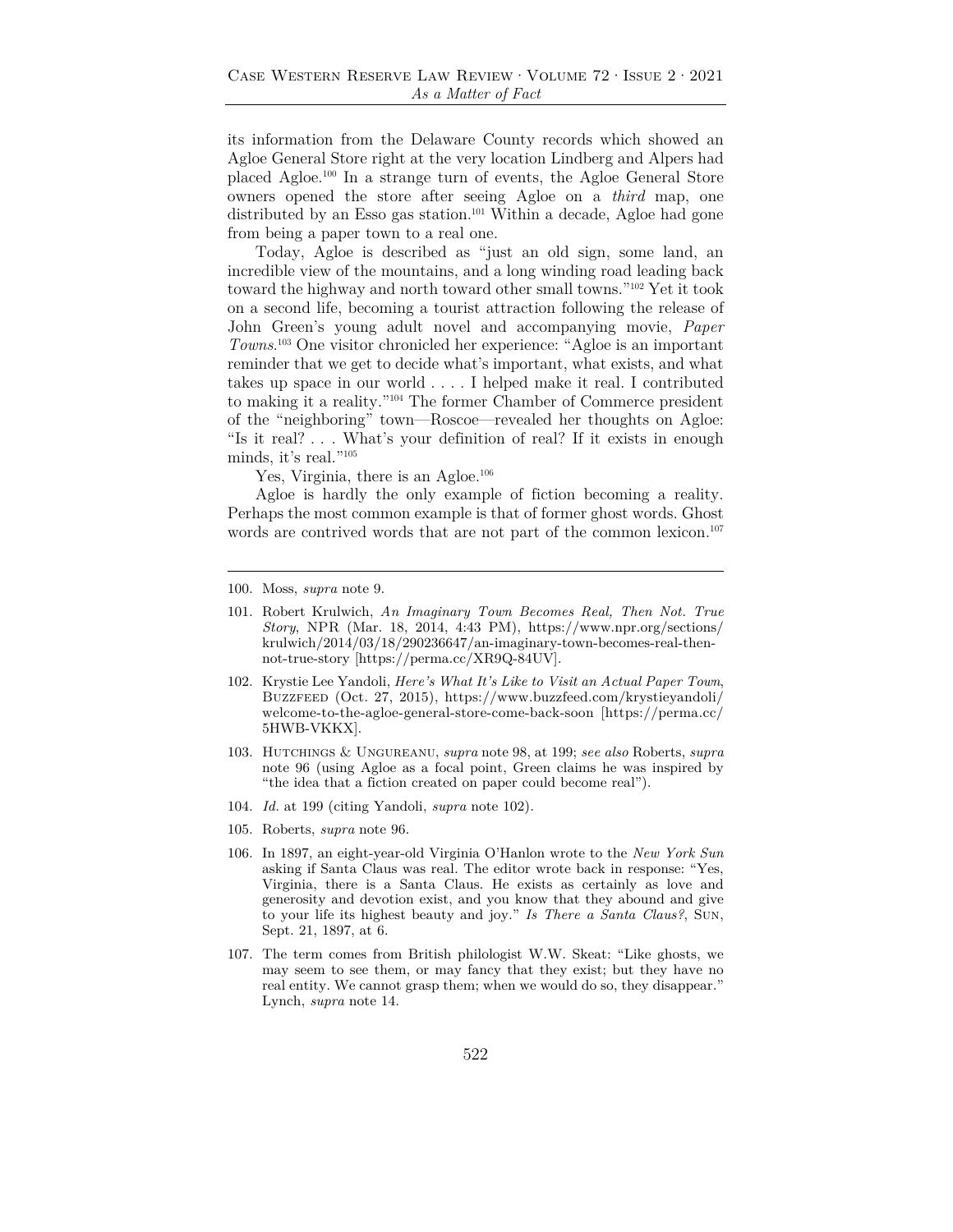its information from the Delaware County records which showed an Agloe General Store right at the very location Lindberg and Alpers had placed Agloe.[100] In a strange turn of events, the Agloe General Store owners opened the store after seeing Agloe on a *third* map, one distributed by an Esso gas station.[101] Within a decade, Agloe had gone from being a paper town to a real one.

Today, Agloe is described as "just an old sign, some land, an incredible view of the mountains, and a long winding road leading back toward the highway and north toward other small towns."[102] Yet it took on a second life, becoming a tourist attraction following the release of John Green's young adult novel and accompanying movie, *Paper Towns*.[103] One visitor chronicled her experience: "Agloe is an important reminder that we get to decide what's important, what exists, and what takes up space in our world . . . . I helped make it real. I contributed to making it a reality."[104] The former Chamber of Commerce president of the "neighboring" town—Roscoe—revealed her thoughts on Agloe: "Is it real? . . . What's your definition of real? If it exists in enough minds, it's real."[105]

Yes, Virginia, there is an Agloe.[106]

Agloe is hardly the only example of fiction becoming a reality. Perhaps the most common example is that of former ghost words. Ghost words are contrived words that are not part of the common lexicon.[107]

---

100. Moss, *supra* note 9.

101. Robert Krulwich, *An Imaginary Town Becomes Real, Then Not. True Story*, NPR (Mar. 18, 2014, 4:43 PM), https://www.npr.org/sections/krulwich/2014/03/18/290236647/an-imaginary-town-becomes-real-then-not-true-story [https://perma.cc/XR9Q-84UV].

102. Krystie Lee Yandoli, *Here's What It's Like to Visit an Actual Paper Town*, BUZZFEED (Oct. 27, 2015), https://www.buzzfeed.com/krystieyandoli/welcome-to-the-agloe-general-store-come-back-soon [https://perma.cc/5HWB-VKKX].

103. HUTCHINGS & UNGUREANU, *supra* note 98, at 199; *see also* Roberts, *supra* note 96 (using Agloe as a focal point, Green claims he was inspired by "the idea that a fiction created on paper could become real").

104. *Id.* at 199 (citing Yandoli, *supra* note 102).

105. Roberts, *supra* note 96.

106. In 1897, an eight-year-old Virginia O'Hanlon wrote to the *New York Sun* asking if Santa Claus was real. The editor wrote back in response: "Yes, Virginia, there is a Santa Claus. He exists as certainly as love and generosity and devotion exist, and you know that they abound and give to your life its highest beauty and joy." *Is There a Santa Claus?*, SUN, Sept. 21, 1897, at 6.

107. The term comes from British philologist W.W. Skeat: "Like ghosts, we may seem to see them, or may fancy that they exist; but they have no real entity. We cannot grasp them; when we would do so, they disappear." Lynch, *supra* note 14.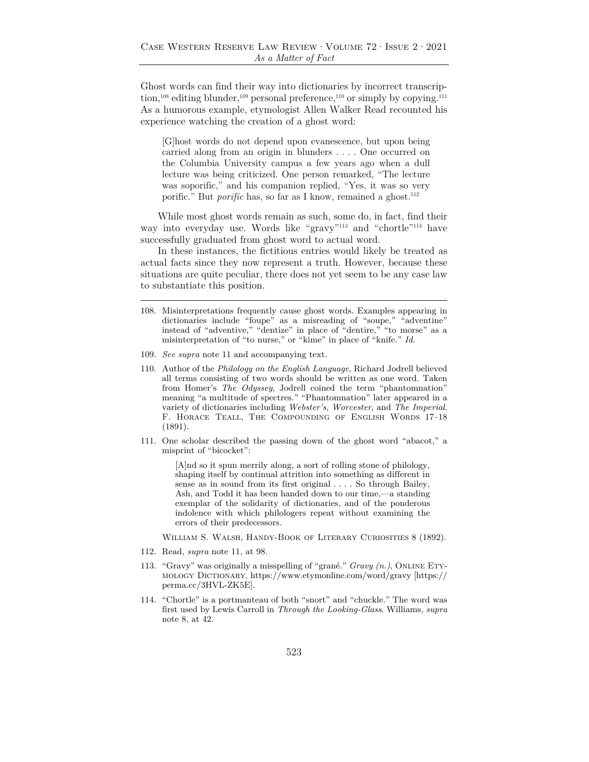Ghost words can find their way into dictionaries by incorrect transcription,[108] editing blunder,[109] personal preference,[110] or simply by copying.[111] As a humorous example, etymologist Allen Walker Read recounted his experience watching the creation of a ghost word:

> [G]host words do not depend upon evanescence, but upon being carried along from an origin in blunders . . . . One occurred on the Columbia University campus a few years ago when a dull lecture was being criticized. One person remarked, "The lecture was soporific," and his companion replied, "Yes, it was so very porific." But *porific* has, so far as I know, remained a ghost.[112]

While most ghost words remain as such, some do, in fact, find their way into everyday use. Words like "gravy"[113] and "chortle"[114] have successfully graduated from ghost word to actual word.

In these instances, the fictitious entries would likely be treated as actual facts since they now represent a truth. However, because these situations are quite peculiar, there does not yet seem to be any case law to substantiate this position.

---

108. Misinterpretations frequently cause ghost words. Examples appearing in dictionaries include "foupe" as a misreading of "soupe," "adventine" instead of "adventive," "dentize" in place of "dentire," "to morse" as a misinterpretation of "to nurse," or "kime" in place of "knife." *Id.*

109. *See supra* note 11 and accompanying text.

110. Author of the *Philology on the English Language*, Richard Jodrell believed all terms consisting of two words should be written as one word. Taken from Homer's *The Odyssey*, Jodrell coined the term "phantomnation" meaning "a multitude of spectres." "Phantomnation" later appeared in a variety of dictionaries including *Webster's*, *Worcester*, and *The Imperial*. F. Horace Teall, The Compounding of English Words 17–18 (1891).

111. One scholar described the passing down of the ghost word "abacot," a misprint of "bicocket":

> [A]nd so it spun merrily along, a sort of rolling stone of philology, shaping itself by continual attrition into something as different in sense as in sound from its first original . . . . So through Bailey, Ash, and Todd it has been handed down to our time,—a standing exemplar of the solidarity of dictionaries, and of the ponderous indolence with which philologers repeat without examining the errors of their predecessors.

William S. Walsh, Handy-Book of Literary Curiosities 8 (1892).

112. Read, *supra* note 11, at 98.

113. "Gravy" was originally a misspelling of "grané." *Gravy (n.)*, Online Etymology Dictionary, https://www.etymonline.com/word/gravy [https://perma.cc/3HVL-ZK5E].

114. "Chortle" is a portmanteau of both "snort" and "chuckle." The word was first used by Lewis Carroll in *Through the Looking-Glass*. Williams, *supra* note 8, at 42.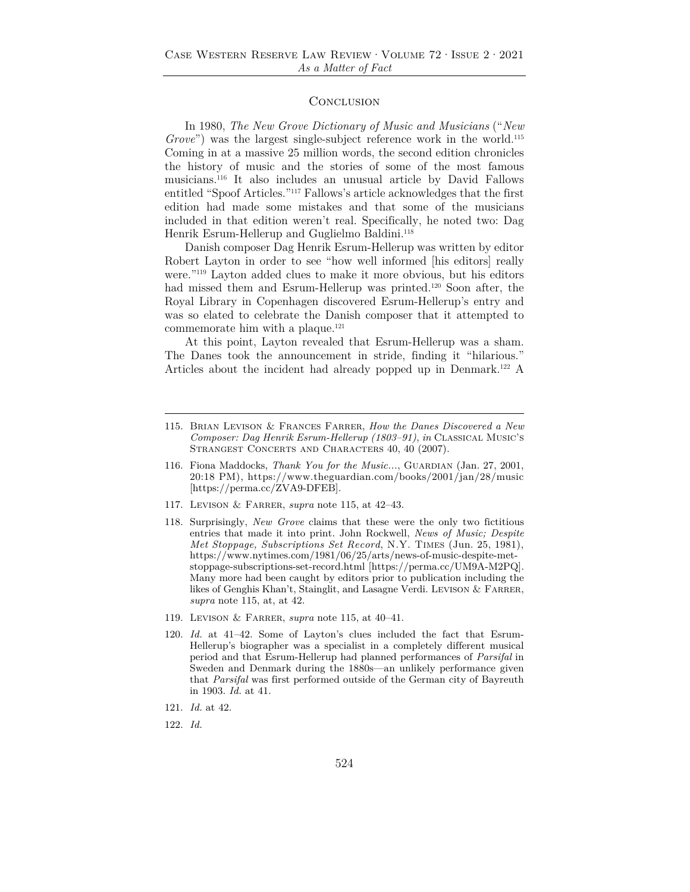## Conclusion

In 1980, *The New Grove Dictionary of Music and Musicians* ("*New Grove*") was the largest single-subject reference work in the world.[115] Coming in at a massive 25 million words, the second edition chronicles the history of music and the stories of some of the most famous musicians.[116] It also includes an unusual article by David Fallows entitled "Spoof Articles."[117] Fallows's article acknowledges that the first edition had made some mistakes and that some of the musicians included in that edition weren't real. Specifically, he noted two: Dag Henrik Esrum-Hellerup and Guglielmo Baldini.[118]

Danish composer Dag Henrik Esrum-Hellerup was written by editor Robert Layton in order to see "how well informed [his editors] really were."[119] Layton added clues to make it more obvious, but his editors had missed them and Esrum-Hellerup was printed.[120] Soon after, the Royal Library in Copenhagen discovered Esrum-Hellerup's entry and was so elated to celebrate the Danish composer that it attempted to commemorate him with a plaque.[121]

At this point, Layton revealed that Esrum-Hellerup was a sham. The Danes took the announcement in stride, finding it "hilarious." Articles about the incident had already popped up in Denmark.[122] A

---

115. Brian Levison & Frances Farrer, *How the Danes Discovered a New Composer: Dag Henrik Esrum-Hellerup (1803–91)*, *in* Classical Music's Strangest Concerts and Characters 40, 40 (2007).

116. Fiona Maddocks, *Thank You for the Music...*, Guardian (Jan. 27, 2001, 20:18 PM), https://www.theguardian.com/books/2001/jan/28/music [https://perma.cc/ZVA9-DFEB].

117. Levison & Farrer, *supra* note 115, at 42–43.

118. Surprisingly, *New Grove* claims that these were the only two fictitious entries that made it into print. John Rockwell, *News of Music; Despite Met Stoppage, Subscriptions Set Record*, N.Y. Times (Jun. 25, 1981), https://www.nytimes.com/1981/06/25/arts/news-of-music-despite-met-stoppage-subscriptions-set-record.html [https://perma.cc/UM9A-M2PQ]. Many more had been caught by editors prior to publication including the likes of Genghis Khan't, Stainglit, and Lasagne Verdi. Levison & Farrer, *supra* note 115, at, at 42.

119. Levison & Farrer, *supra* note 115, at 40–41.

120. *Id.* at 41–42. Some of Layton's clues included the fact that Esrum-Hellerup's biographer was a specialist in a completely different musical period and that Esrum-Hellerup had planned performances of *Parsifal* in Sweden and Denmark during the 1880s—an unlikely performance given that *Parsifal* was first performed outside of the German city of Bayreuth in 1903. *Id.* at 41.

121. *Id.* at 42.

122. *Id.*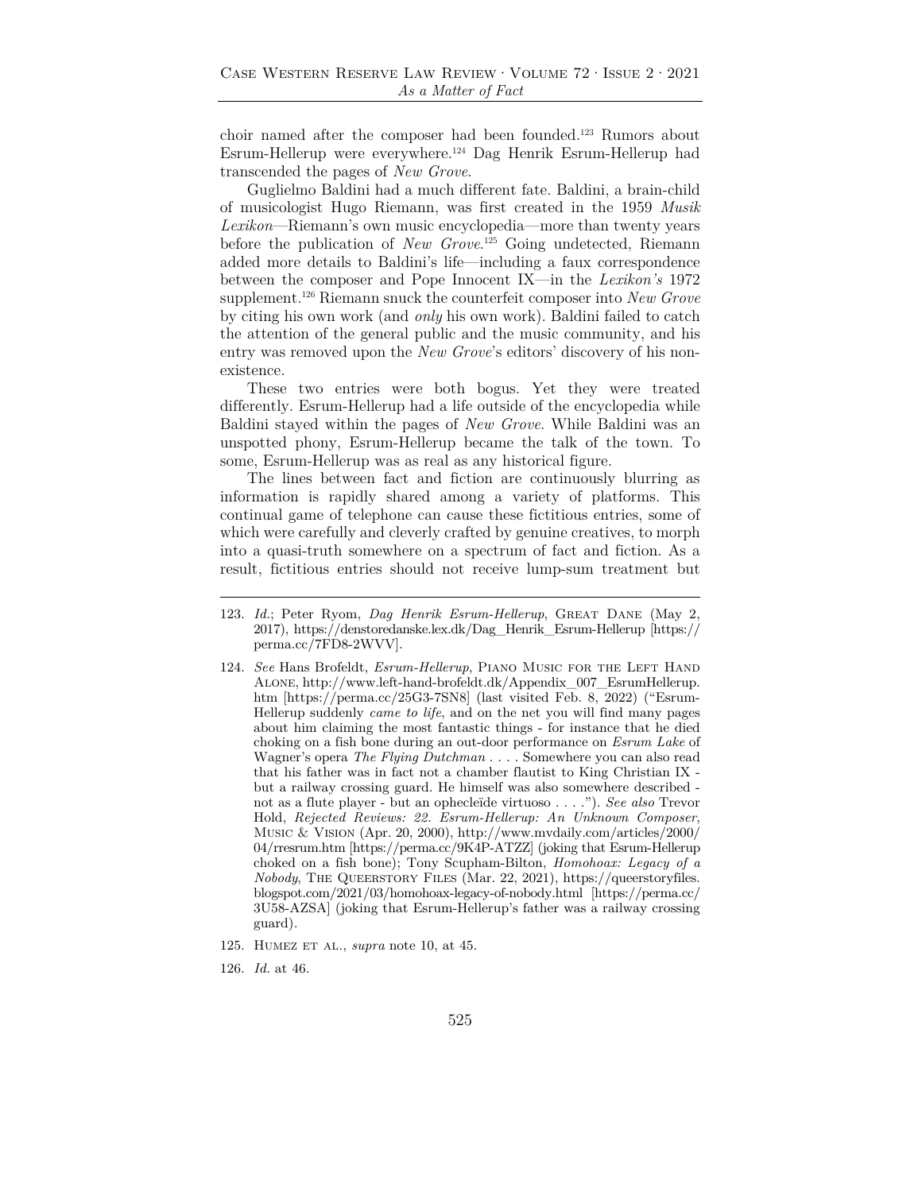choir named after the composer had been founded.[123] Rumors about Esrum-Hellerup were everywhere.[124] Dag Henrik Esrum-Hellerup had transcended the pages of *New Grove*.

Guglielmo Baldini had a much different fate. Baldini, a brain-child of musicologist Hugo Riemann, was first created in the 1959 *Musik Lexikon*—Riemann's own music encyclopedia—more than twenty years before the publication of *New Grove*.[125] Going undetected, Riemann added more details to Baldini's life—including a faux correspondence between the composer and Pope Innocent IX—in the *Lexikon's* 1972 supplement.[126] Riemann snuck the counterfeit composer into *New Grove* by citing his own work (and *only* his own work). Baldini failed to catch the attention of the general public and the music community, and his entry was removed upon the *New Grove*'s editors' discovery of his non-existence.

These two entries were both bogus. Yet they were treated differently. Esrum-Hellerup had a life outside of the encyclopedia while Baldini stayed within the pages of *New Grove*. While Baldini was an unspotted phony, Esrum-Hellerup became the talk of the town. To some, Esrum-Hellerup was as real as any historical figure.

The lines between fact and fiction are continuously blurring as information is rapidly shared among a variety of platforms. This continual game of telephone can cause these fictitious entries, some of which were carefully and cleverly crafted by genuine creatives, to morph into a quasi-truth somewhere on a spectrum of fact and fiction. As a result, fictitious entries should not receive lump-sum treatment but

---

123. *Id.*; Peter Ryom, *Dag Henrik Esrum-Hellerup*, GREAT DANE (May 2, 2017), https://denstoredanske.lex.dk/Dag_Henrik_Esrum-Hellerup [https://perma.cc/7FD8-2WVV].

124. *See* Hans Brofeldt, *Esrum-Hellerup*, PIANO MUSIC FOR THE LEFT HAND ALONE, http://www.left-hand-brofeldt.dk/Appendix_007_EsrumHellerup.htm [https://perma.cc/25G3-7SN8] (last visited Feb. 8, 2022) ("Esrum-Hellerup suddenly *came to life*, and on the net you will find many pages about him claiming the most fantastic things - for instance that he died choking on a fish bone during an out-door performance on *Esrum Lake* of Wagner's opera *The Flying Dutchman* . . . . Somewhere you can also read that his father was in fact not a chamber flautist to King Christian IX - but a railway crossing guard. He himself was also somewhere described - not as a flute player - but an ophecleïde virtuoso . . . ."). *See also* Trevor Hold, *Rejected Reviews: 22. Esrum-Hellerup: An Unknown Composer*, MUSIC & VISION (Apr. 20, 2000), http://www.mvdaily.com/articles/2000/04/rresrum.htm [https://perma.cc/9K4P-ATZZ] (joking that Esrum-Hellerup choked on a fish bone); Tony Scupham-Bilton, *Homohoax: Legacy of a Nobody*, THE QUEERSTORY FILES (Mar. 22, 2021), https://queerstoryfiles.blogspot.com/2021/03/homohoax-legacy-of-nobody.html [https://perma.cc/3U58-AZSA] (joking that Esrum-Hellerup's father was a railway crossing guard).

125. HUMEZ ET AL., *supra* note 10, at 45.

126. *Id.* at 46.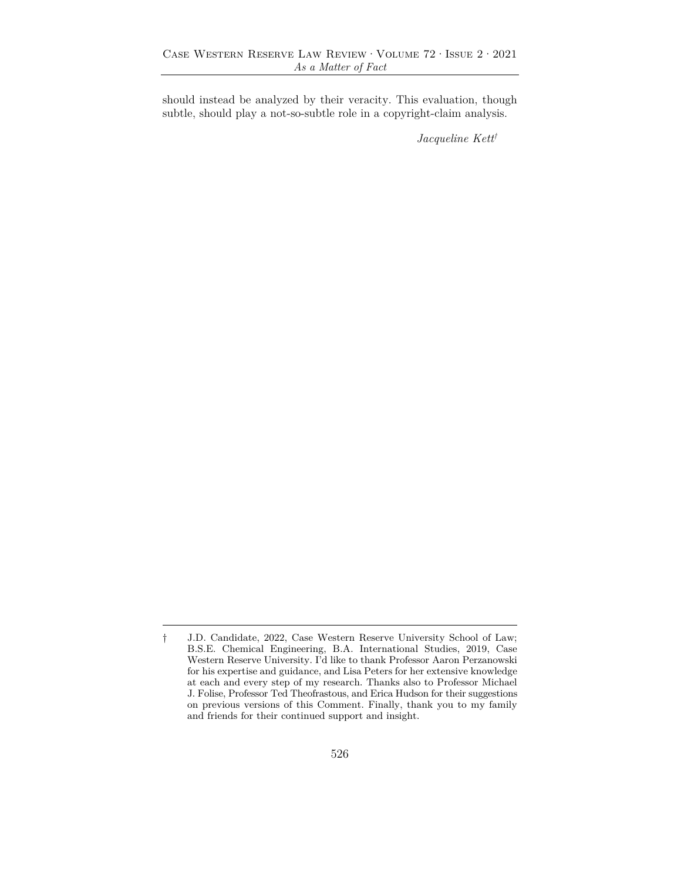should instead be analyzed by their veracity. This evaluation, though subtle, should play a not-so-subtle role in a copyright-claim analysis.

*Jacqueline Kett*[†]

---

† J.D. Candidate, 2022, Case Western Reserve University School of Law; B.S.E. Chemical Engineering, B.A. International Studies, 2019, Case Western Reserve University. I'd like to thank Professor Aaron Perzanowski for his expertise and guidance, and Lisa Peters for her extensive knowledge at each and every step of my research. Thanks also to Professor Michael J. Folise, Professor Ted Theofrastous, and Erica Hudson for their suggestions on previous versions of this Comment. Finally, thank you to my family and friends for their continued support and insight.